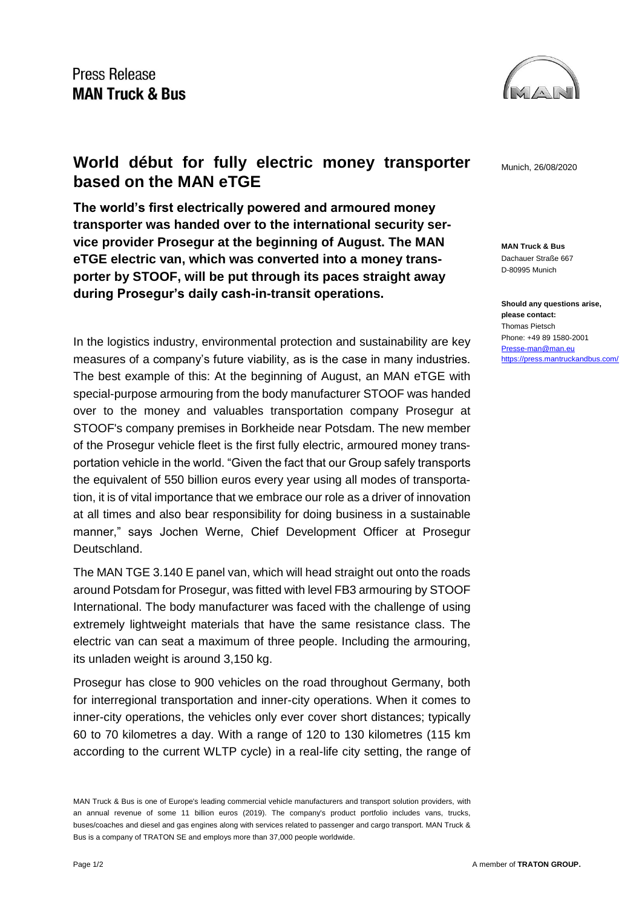Press Release
**MAN Truck & Bus**

# World début for fully electric money transporter based on the MAN eTGE

Munich, 26/08/2020

**The world's first electrically powered and armoured money transporter was handed over to the international security service provider Prosegur at the beginning of August. The MAN eTGE electric van, which was converted into a money transporter by STOOF, will be put through its paces straight away during Prosegur's daily cash-in-transit operations.**

**MAN Truck & Bus**
Dachauer Straße 667
D-80995 Munich

**Should any questions arise, please contact:**
Thomas Pietsch
Phone: +49 89 1580-2001
Presse-man@man.eu
https://press.mantruckandbus.com/

In the logistics industry, environmental protection and sustainability are key measures of a company's future viability, as is the case in many industries. The best example of this: At the beginning of August, an MAN eTGE with special-purpose armouring from the body manufacturer STOOF was handed over to the money and valuables transportation company Prosegur at STOOF's company premises in Borkheide near Potsdam. The new member of the Prosegur vehicle fleet is the first fully electric, armoured money transportation vehicle in the world. "Given the fact that our Group safely transports the equivalent of 550 billion euros every year using all modes of transportation, it is of vital importance that we embrace our role as a driver of innovation at all times and also bear responsibility for doing business in a sustainable manner," says Jochen Werne, Chief Development Officer at Prosegur Deutschland.

The MAN TGE 3.140 E panel van, which will head straight out onto the roads around Potsdam for Prosegur, was fitted with level FB3 armouring by STOOF International. The body manufacturer was faced with the challenge of using extremely lightweight materials that have the same resistance class. The electric van can seat a maximum of three people. Including the armouring, its unladen weight is around 3,150 kg.

Prosegur has close to 900 vehicles on the road throughout Germany, both for interregional transportation and inner-city operations. When it comes to inner-city operations, the vehicles only ever cover short distances; typically 60 to 70 kilometres a day. With a range of 120 to 130 kilometres (115 km according to the current WLTP cycle) in a real-life city setting, the range of

MAN Truck & Bus is one of Europe's leading commercial vehicle manufacturers and transport solution providers, with an annual revenue of some 11 billion euros (2019). The company's product portfolio includes vans, trucks, buses/coaches and diesel and gas engines along with services related to passenger and cargo transport. MAN Truck & Bus is a company of TRATON SE and employs more than 37,000 people worldwide.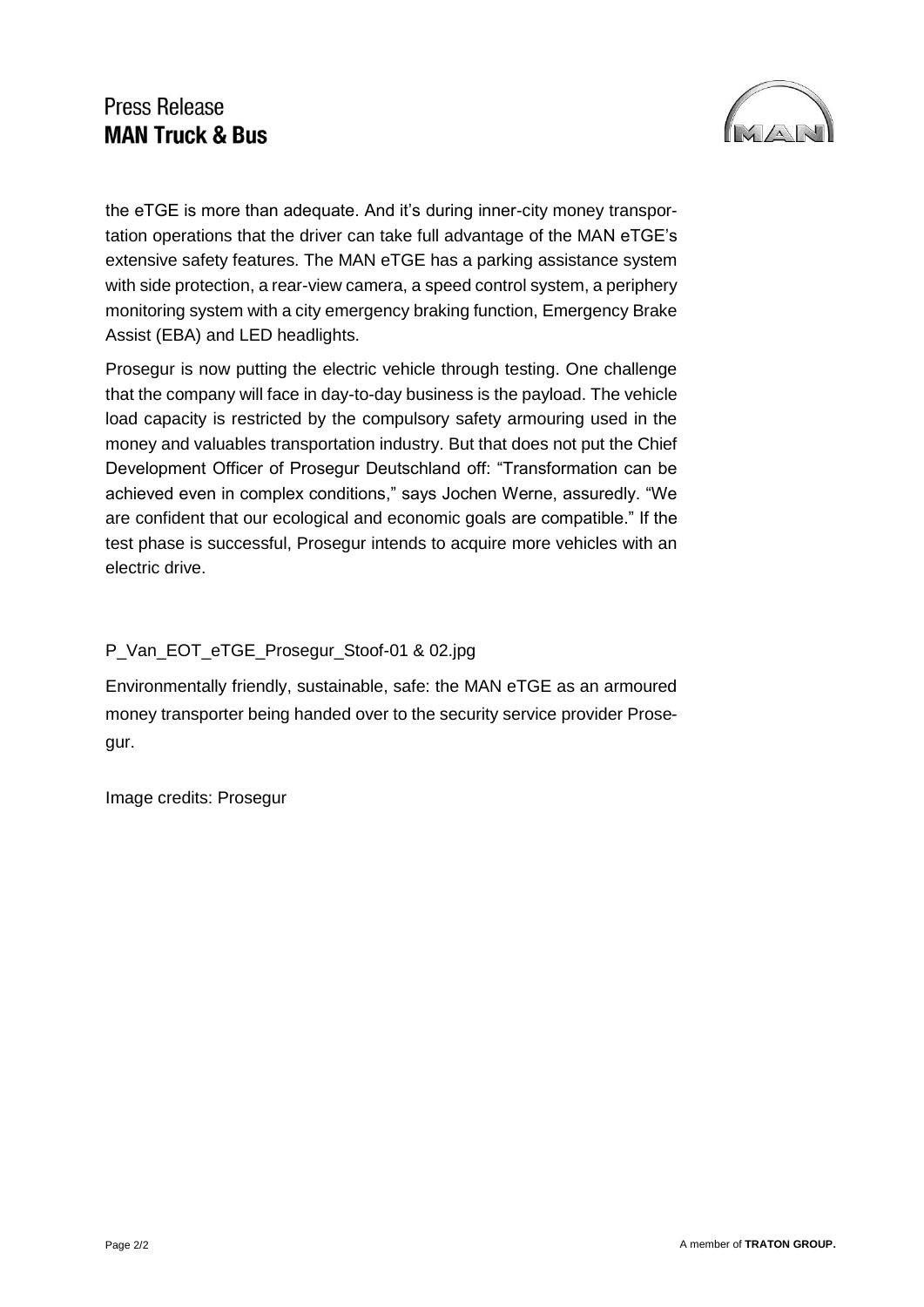the eTGE is more than adequate. And it's during inner-city money transportation operations that the driver can take full advantage of the MAN eTGE's extensive safety features. The MAN eTGE has a parking assistance system with side protection, a rear-view camera, a speed control system, a periphery monitoring system with a city emergency braking function, Emergency Brake Assist (EBA) and LED headlights.

Prosegur is now putting the electric vehicle through testing. One challenge that the company will face in day-to-day business is the payload. The vehicle load capacity is restricted by the compulsory safety armouring used in the money and valuables transportation industry. But that does not put the Chief Development Officer of Prosegur Deutschland off: "Transformation can be achieved even in complex conditions," says Jochen Werne, assuredly. "We are confident that our ecological and economic goals are compatible." If the test phase is successful, Prosegur intends to acquire more vehicles with an electric drive.

P_Van_EOT_eTGE_Prosegur_Stoof-01 & 02.jpg

Environmentally friendly, sustainable, safe: the MAN eTGE as an armoured money transporter being handed over to the security service provider Prosegur.

Image credits: Prosegur